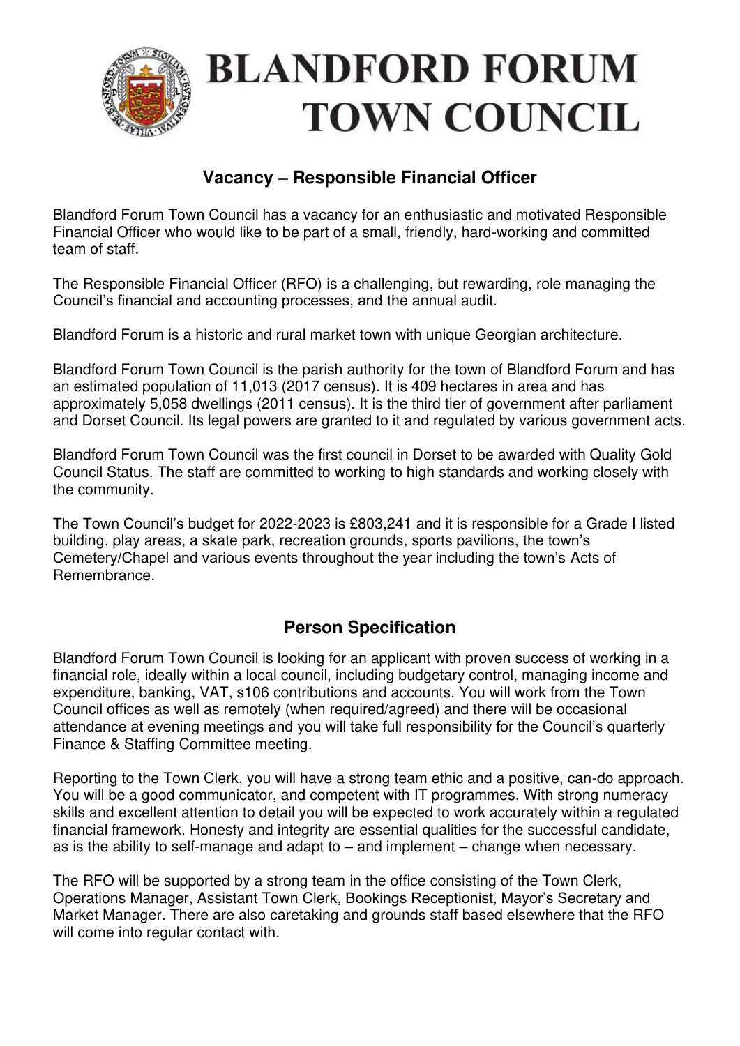# BLANDFORD FORUM TOWN COUNCIL

## Vacancy – Responsible Financial Officer

Blandford Forum Town Council has a vacancy for an enthusiastic and motivated Responsible Financial Officer who would like to be part of a small, friendly, hard-working and committed team of staff.

The Responsible Financial Officer (RFO) is a challenging, but rewarding, role managing the Council's financial and accounting processes, and the annual audit.

Blandford Forum is a historic and rural market town with unique Georgian architecture.

Blandford Forum Town Council is the parish authority for the town of Blandford Forum and has an estimated population of 11,013 (2017 census). It is 409 hectares in area and has approximately 5,058 dwellings (2011 census). It is the third tier of government after parliament and Dorset Council. Its legal powers are granted to it and regulated by various government acts.

Blandford Forum Town Council was the first council in Dorset to be awarded with Quality Gold Council Status. The staff are committed to working to high standards and working closely with the community.

The Town Council's budget for 2022-2023 is £803,241 and it is responsible for a Grade I listed building, play areas, a skate park, recreation grounds, sports pavilions, the town's Cemetery/Chapel and various events throughout the year including the town's Acts of Remembrance.

## Person Specification

Blandford Forum Town Council is looking for an applicant with proven success of working in a financial role, ideally within a local council, including budgetary control, managing income and expenditure, banking, VAT, s106 contributions and accounts. You will work from the Town Council offices as well as remotely (when required/agreed) and there will be occasional attendance at evening meetings and you will take full responsibility for the Council's quarterly Finance & Staffing Committee meeting.

Reporting to the Town Clerk, you will have a strong team ethic and a positive, can-do approach. You will be a good communicator, and competent with IT programmes. With strong numeracy skills and excellent attention to detail you will be expected to work accurately within a regulated financial framework. Honesty and integrity are essential qualities for the successful candidate, as is the ability to self-manage and adapt to – and implement – change when necessary.

The RFO will be supported by a strong team in the office consisting of the Town Clerk, Operations Manager, Assistant Town Clerk, Bookings Receptionist, Mayor's Secretary and Market Manager. There are also caretaking and grounds staff based elsewhere that the RFO will come into regular contact with.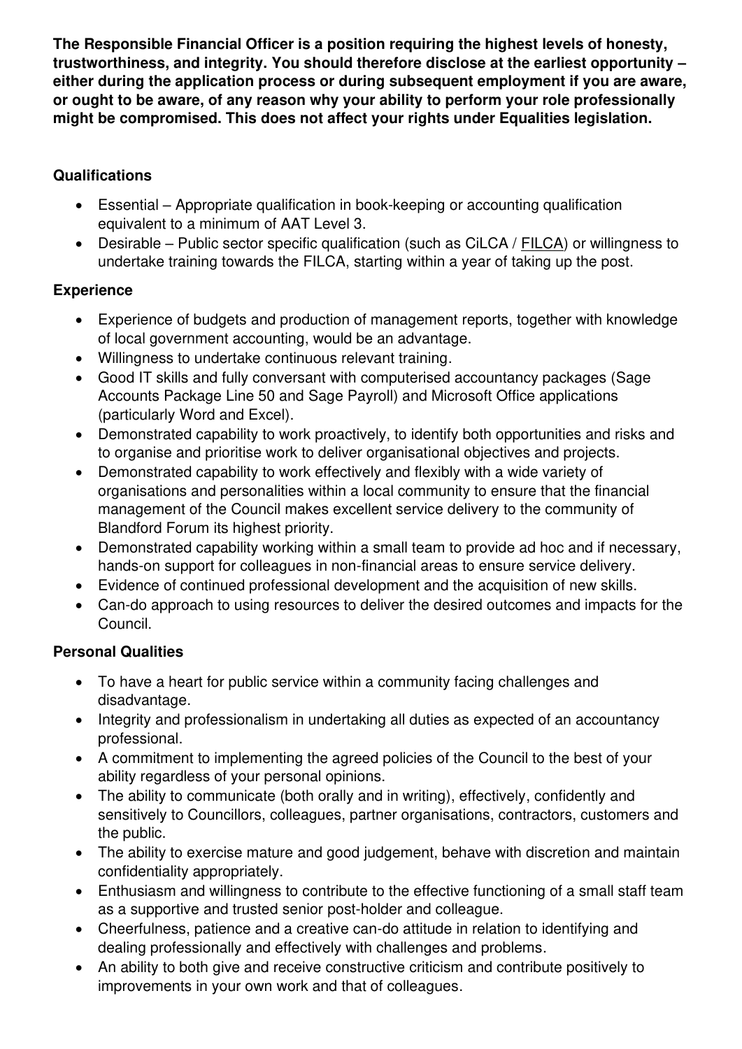**The Responsible Financial Officer is a position requiring the highest levels of honesty, trustworthiness, and integrity. You should therefore disclose at the earliest opportunity – either during the application process or during subsequent employment if you are aware, or ought to be aware, of any reason why your ability to perform your role professionally might be compromised. This does not affect your rights under Equalities legislation.**

### Qualifications

- Essential – Appropriate qualification in book-keeping or accounting qualification equivalent to a minimum of AAT Level 3.
- Desirable – Public sector specific qualification (such as CiLCA / FILCA) or willingness to undertake training towards the FILCA, starting within a year of taking up the post.

### Experience

- Experience of budgets and production of management reports, together with knowledge of local government accounting, would be an advantage.
- Willingness to undertake continuous relevant training.
- Good IT skills and fully conversant with computerised accountancy packages (Sage Accounts Package Line 50 and Sage Payroll) and Microsoft Office applications (particularly Word and Excel).
- Demonstrated capability to work proactively, to identify both opportunities and risks and to organise and prioritise work to deliver organisational objectives and projects.
- Demonstrated capability to work effectively and flexibly with a wide variety of organisations and personalities within a local community to ensure that the financial management of the Council makes excellent service delivery to the community of Blandford Forum its highest priority.
- Demonstrated capability working within a small team to provide ad hoc and if necessary, hands-on support for colleagues in non-financial areas to ensure service delivery.
- Evidence of continued professional development and the acquisition of new skills.
- Can-do approach to using resources to deliver the desired outcomes and impacts for the Council.

### Personal Qualities

- To have a heart for public service within a community facing challenges and disadvantage.
- Integrity and professionalism in undertaking all duties as expected of an accountancy professional.
- A commitment to implementing the agreed policies of the Council to the best of your ability regardless of your personal opinions.
- The ability to communicate (both orally and in writing), effectively, confidently and sensitively to Councillors, colleagues, partner organisations, contractors, customers and the public.
- The ability to exercise mature and good judgement, behave with discretion and maintain confidentiality appropriately.
- Enthusiasm and willingness to contribute to the effective functioning of a small staff team as a supportive and trusted senior post-holder and colleague.
- Cheerfulness, patience and a creative can-do attitude in relation to identifying and dealing professionally and effectively with challenges and problems.
- An ability to both give and receive constructive criticism and contribute positively to improvements in your own work and that of colleagues.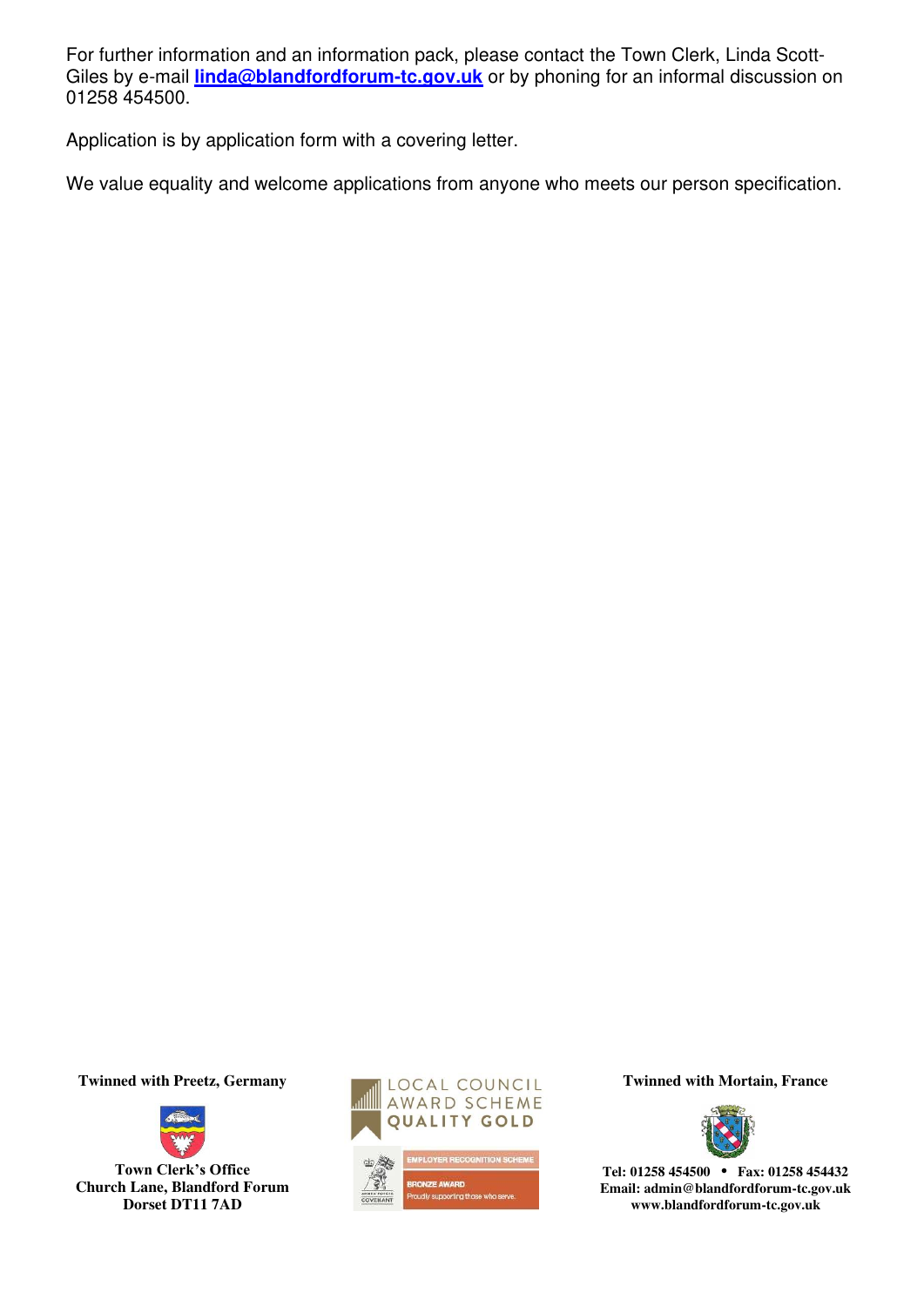For further information and an information pack, please contact the Town Clerk, Linda Scott-Giles by e-mail **linda@blandfordforum-tc.gov.uk** or by phoning for an informal discussion on 01258 454500.

Application is by application form with a covering letter.

We value equality and welcome applications from anyone who meets our person specification.